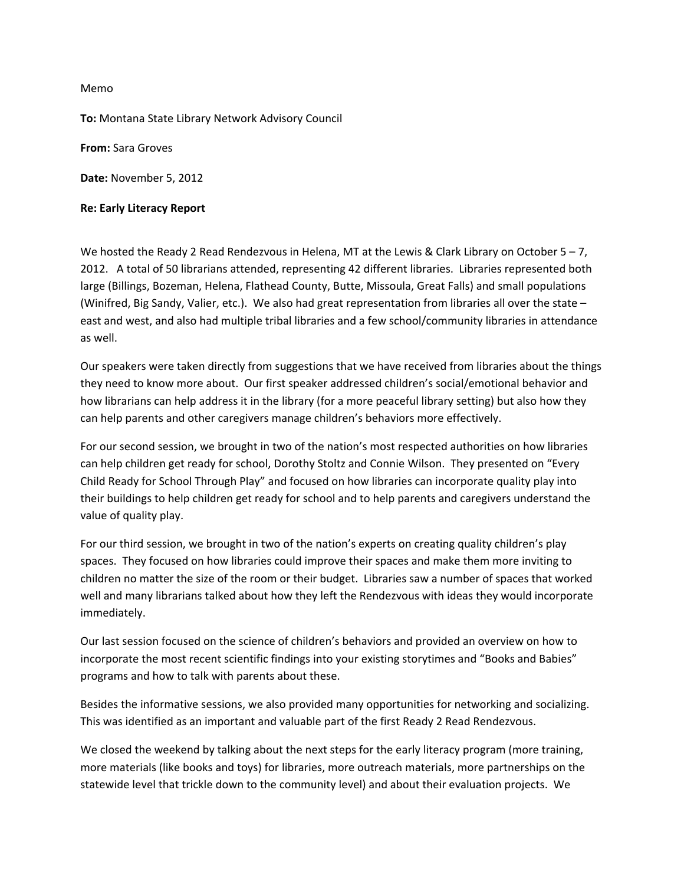Memo

**To:** Montana State Library Network Advisory Council

**From:** Sara Groves

**Date:** November 5, 2012

**Re: Early Literacy Report**

We hosted the Ready 2 Read Rendezvous in Helena, MT at the Lewis & Clark Library on October 5 – 7, 2012. A total of 50 librarians attended, representing 42 different libraries. Libraries represented both large (Billings, Bozeman, Helena, Flathead County, Butte, Missoula, Great Falls) and small populations (Winifred, Big Sandy, Valier, etc.). We also had great representation from libraries all over the state – east and west, and also had multiple tribal libraries and a few school/community libraries in attendance as well.

Our speakers were taken directly from suggestions that we have received from libraries about the things they need to know more about. Our first speaker addressed children's social/emotional behavior and how librarians can help address it in the library (for a more peaceful library setting) but also how they can help parents and other caregivers manage children's behaviors more effectively.

For our second session, we brought in two of the nation's most respected authorities on how libraries can help children get ready for school, Dorothy Stoltz and Connie Wilson. They presented on "Every Child Ready for School Through Play" and focused on how libraries can incorporate quality play into their buildings to help children get ready for school and to help parents and caregivers understand the value of quality play.

For our third session, we brought in two of the nation's experts on creating quality children's play spaces. They focused on how libraries could improve their spaces and make them more inviting to children no matter the size of the room or their budget. Libraries saw a number of spaces that worked well and many librarians talked about how they left the Rendezvous with ideas they would incorporate immediately.

Our last session focused on the science of children's behaviors and provided an overview on how to incorporate the most recent scientific findings into your existing storytimes and "Books and Babies" programs and how to talk with parents about these.

Besides the informative sessions, we also provided many opportunities for networking and socializing. This was identified as an important and valuable part of the first Ready 2 Read Rendezvous.

We closed the weekend by talking about the next steps for the early literacy program (more training, more materials (like books and toys) for libraries, more outreach materials, more partnerships on the statewide level that trickle down to the community level) and about their evaluation projects. We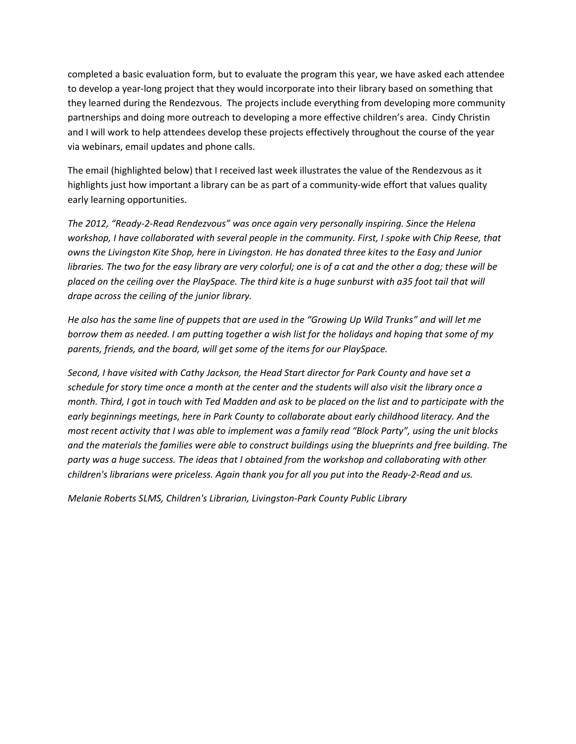completed a basic evaluation form, but to evaluate the program this year, we have asked each attendee to develop a year-long project that they would incorporate into their library based on something that they learned during the Rendezvous. The projects include everything from developing more community partnerships and doing more outreach to developing a more effective children's area. Cindy Christin and I will work to help attendees develop these projects effectively throughout the course of the year via webinars, email updates and phone calls.

The email (highlighted below) that I received last week illustrates the value of the Rendezvous as it highlights just how important a library can be as part of a community-wide effort that values quality early learning opportunities.

*The 2012, "Ready-2-Read Rendezvous" was once again very personally inspiring. Since the Helena workshop, I have collaborated with several people in the community. First, I spoke with Chip Reese, that owns the Livingston Kite Shop, here in Livingston. He has donated three kites to the Easy and Junior libraries. The two for the easy library are very colorful; one is of a cat and the other a dog; these will be placed on the ceiling over the PlaySpace. The third kite is a huge sunburst with a35 foot tail that will drape across the ceiling of the junior library.*

*He also has the same line of puppets that are used in the "Growing Up Wild Trunks" and will let me borrow them as needed. I am putting together a wish list for the holidays and hoping that some of my parents, friends, and the board, will get some of the items for our PlaySpace.*

*Second, I have visited with Cathy Jackson, the Head Start director for Park County and have set a schedule for story time once a month at the center and the students will also visit the library once a month. Third, I got in touch with Ted Madden and ask to be placed on the list and to participate with the early beginnings meetings, here in Park County to collaborate about early childhood literacy. And the most recent activity that I was able to implement was a family read "Block Party", using the unit blocks and the materials the families were able to construct buildings using the blueprints and free building. The party was a huge success. The ideas that I obtained from the workshop and collaborating with other children's librarians were priceless. Again thank you for all you put into the Ready-2-Read and us.*

*Melanie Roberts SLMS, Children's Librarian, Livingston-Park County Public Library*